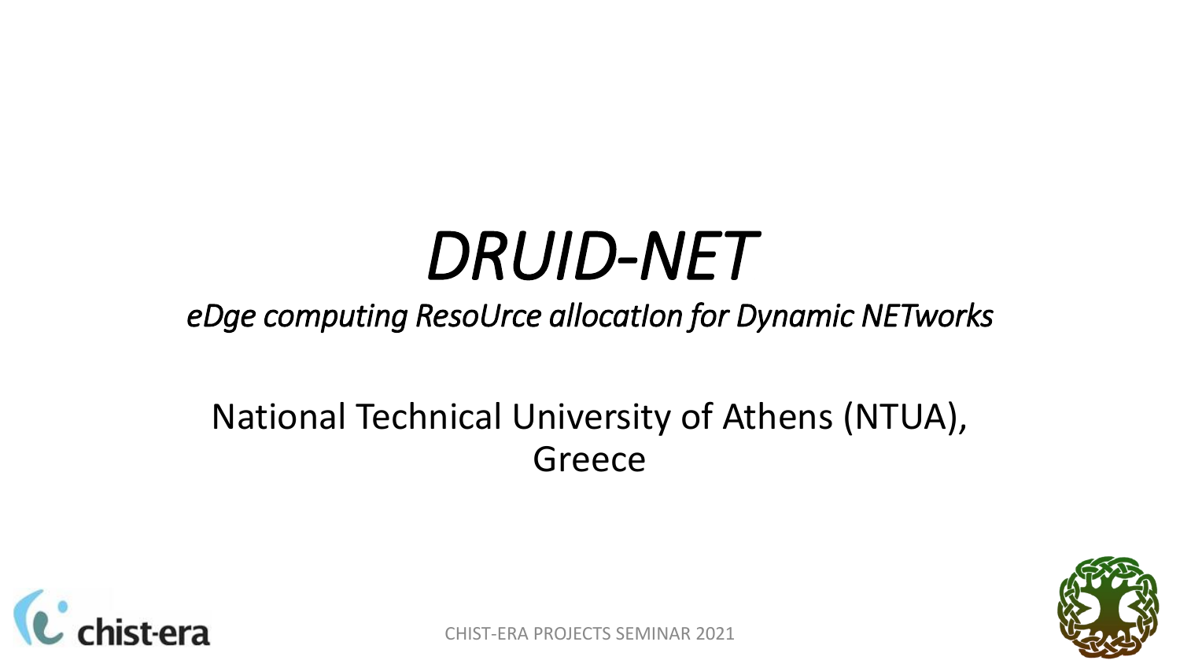# *DRUID-NET*

*eDge computing ResoUrce allocatIon for Dynamic NETworks*

National Technical University of Athens (NTUA), Greece

CHIST-ERA PROJECTS SEMINAR 2021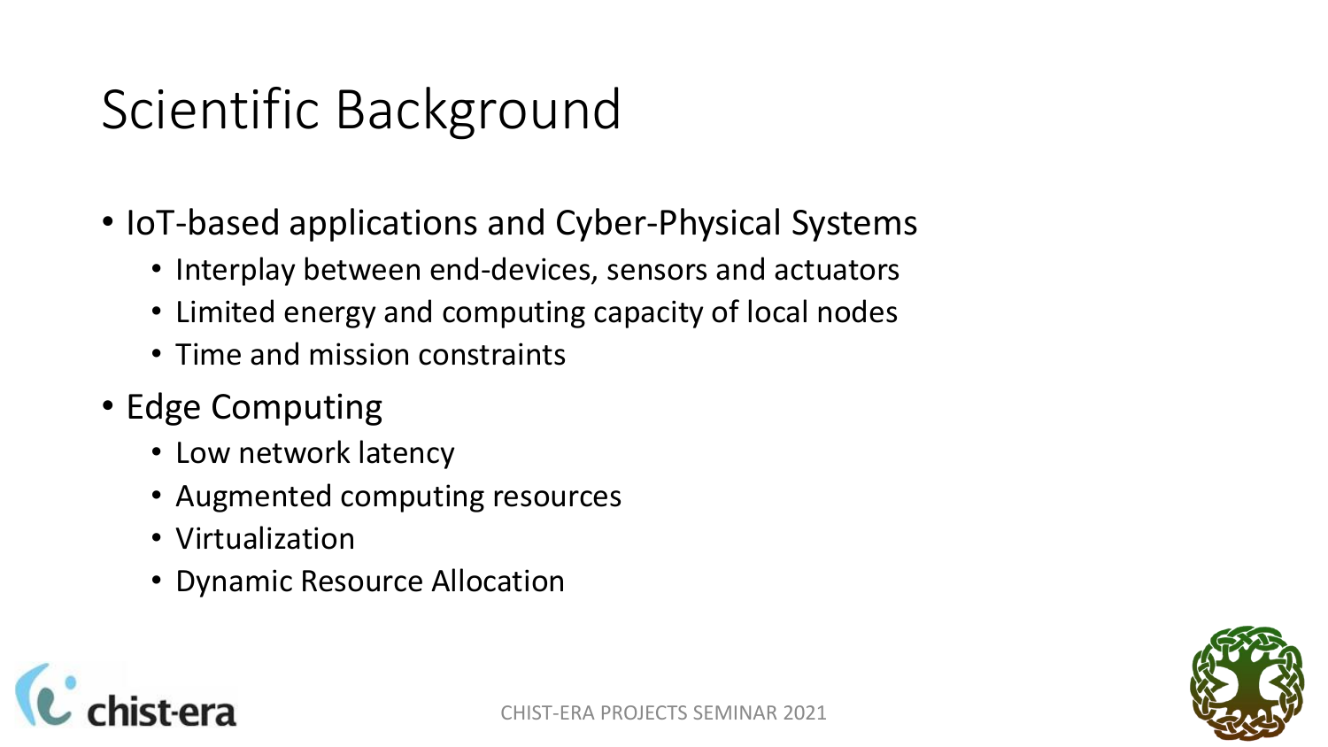# Scientific Background

- IoT-based applications and Cyber-Physical Systems
  - Interplay between end-devices, sensors and actuators
  - Limited energy and computing capacity of local nodes
  - Time and mission constraints
- Edge Computing
  - Low network latency
  - Augmented computing resources
  - Virtualization
  - Dynamic Resource Allocation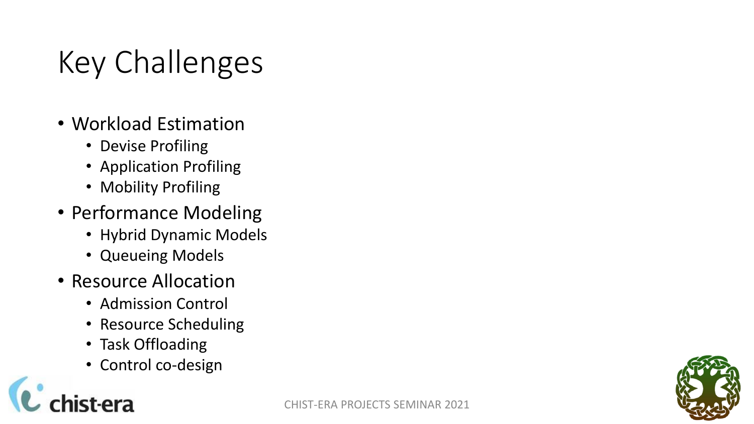# Key Challenges

- Workload Estimation
  - Devise Profiling
  - Application Profiling
  - Mobility Profiling
- Performance Modeling
  - Hybrid Dynamic Models
  - Queueing Models
- Resource Allocation
  - Admission Control
  - Resource Scheduling
  - Task Offloading
  - Control co-design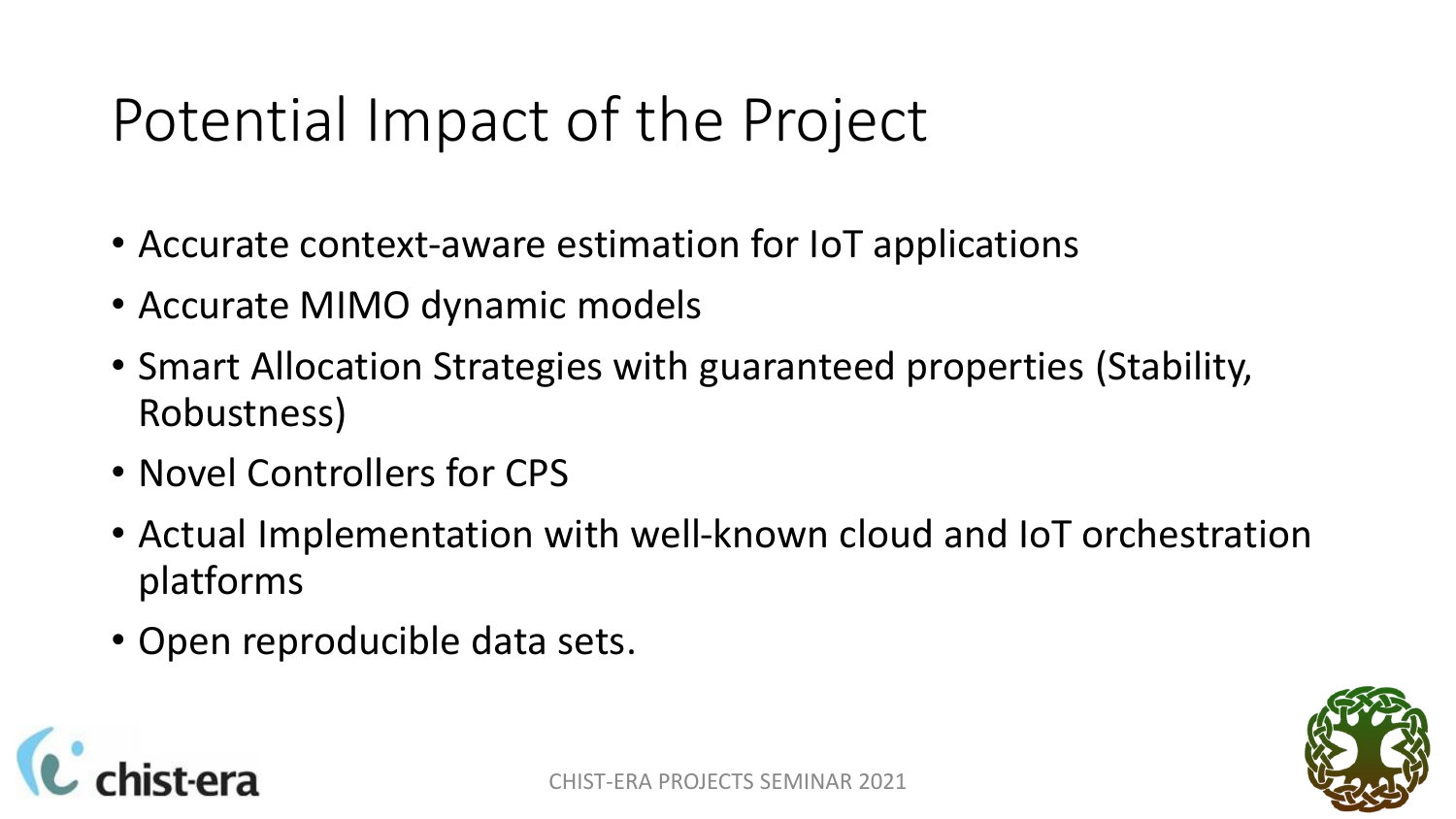# Potential Impact of the Project

- Accurate context-aware estimation for IoT applications
- Accurate MIMO dynamic models
- Smart Allocation Strategies with guaranteed properties (Stability, Robustness)
- Novel Controllers for CPS
- Actual Implementation with well-known cloud and IoT orchestration platforms
- Open reproducible data sets.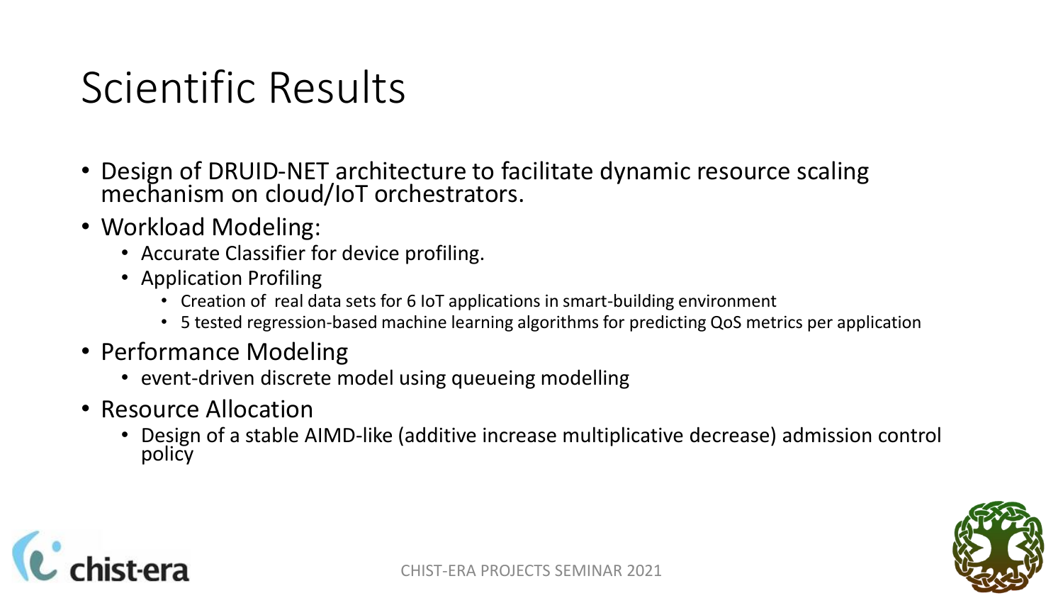# Scientific Results

- Design of DRUID-NET architecture to facilitate dynamic resource scaling mechanism on cloud/IoT orchestrators.
- Workload Modeling:
  - Accurate Classifier for device profiling.
  - Application Profiling
    - Creation of real data sets for 6 IoT applications in smart-building environment
    - 5 tested regression-based machine learning algorithms for predicting QoS metrics per application
- Performance Modeling
  - event-driven discrete model using queueing modelling
- Resource Allocation
  - Design of a stable AIMD-like (additive increase multiplicative decrease) admission control policy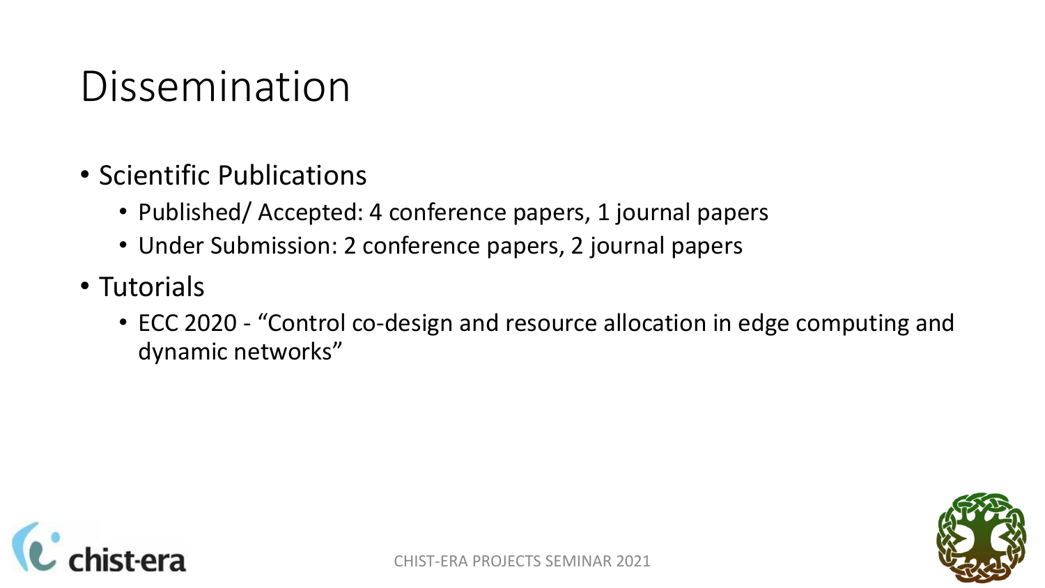# Dissemination

- Scientific Publications
  - Published/ Accepted: 4 conference papers, 1 journal papers
  - Under Submission: 2 conference papers, 2 journal papers
- Tutorials
  - ECC 2020 - "Control co-design and resource allocation in edge computing and dynamic networks"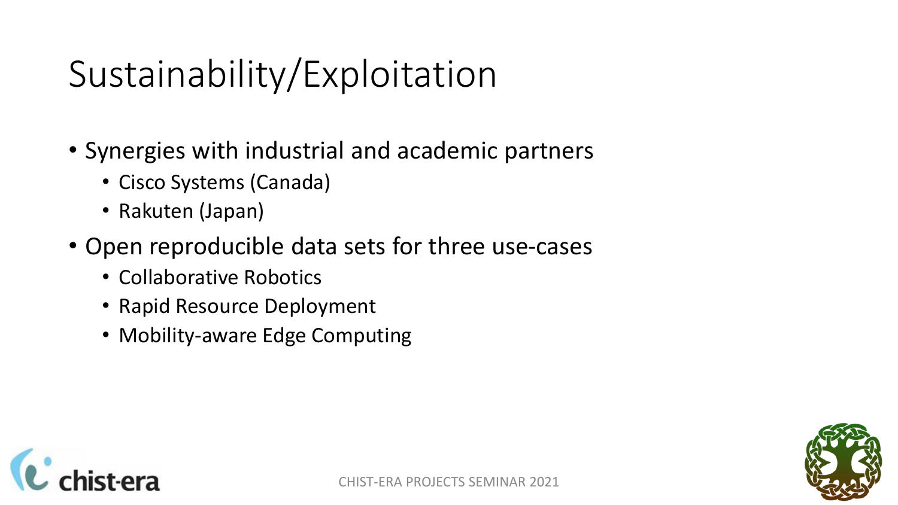# Sustainability/Exploitation

- Synergies with industrial and academic partners
  - Cisco Systems (Canada)
  - Rakuten (Japan)
- Open reproducible data sets for three use-cases
  - Collaborative Robotics
  - Rapid Resource Deployment
  - Mobility-aware Edge Computing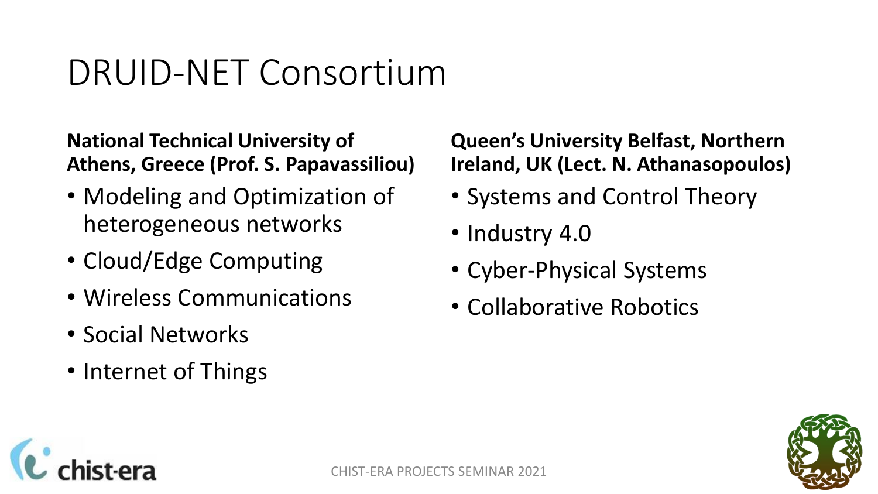# DRUID-NET Consortium

**National Technical University of Athens, Greece (Prof. S. Papavassiliou)**

- Modeling and Optimization of heterogeneous networks
- Cloud/Edge Computing
- Wireless Communications
- Social Networks
- Internet of Things

**Queen's University Belfast, Northern Ireland, UK (Lect. N. Athanasopoulos)**

- Systems and Control Theory
- Industry 4.0
- Cyber-Physical Systems
- Collaborative Robotics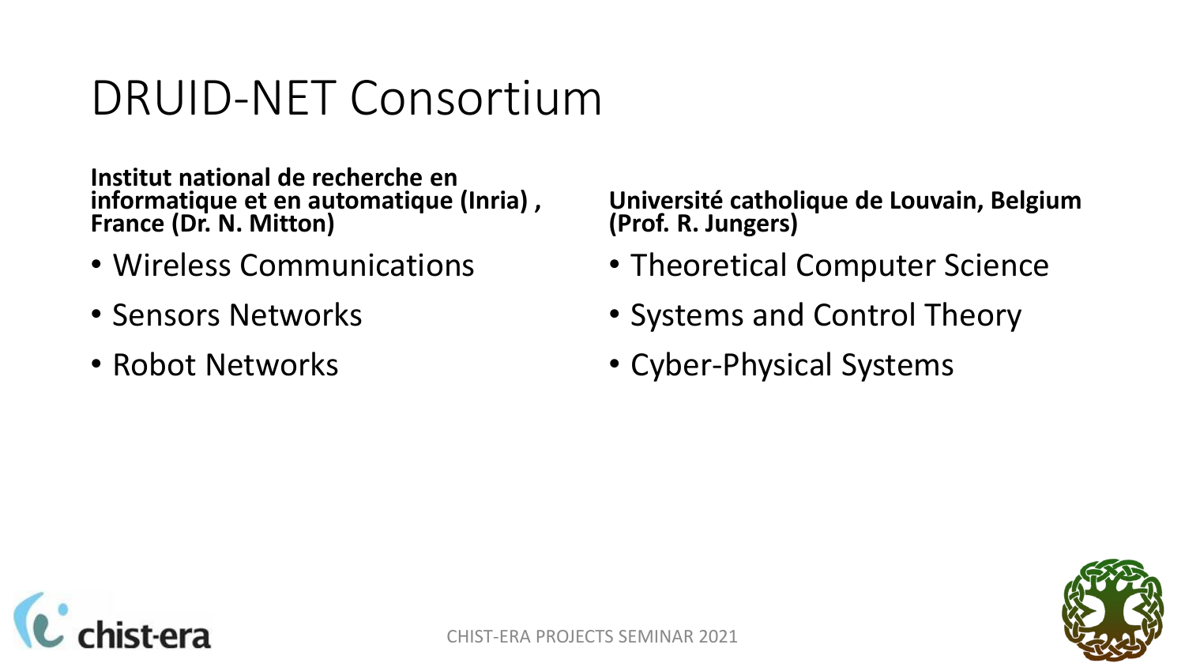# DRUID-NET Consortium

**Institut national de recherche en informatique et en automatique (Inria) , France (Dr. N. Mitton)**

- Wireless Communications
- Sensors Networks
- Robot Networks

**Université catholique de Louvain, Belgium (Prof. R. Jungers)**

- Theoretical Computer Science
- Systems and Control Theory
- Cyber-Physical Systems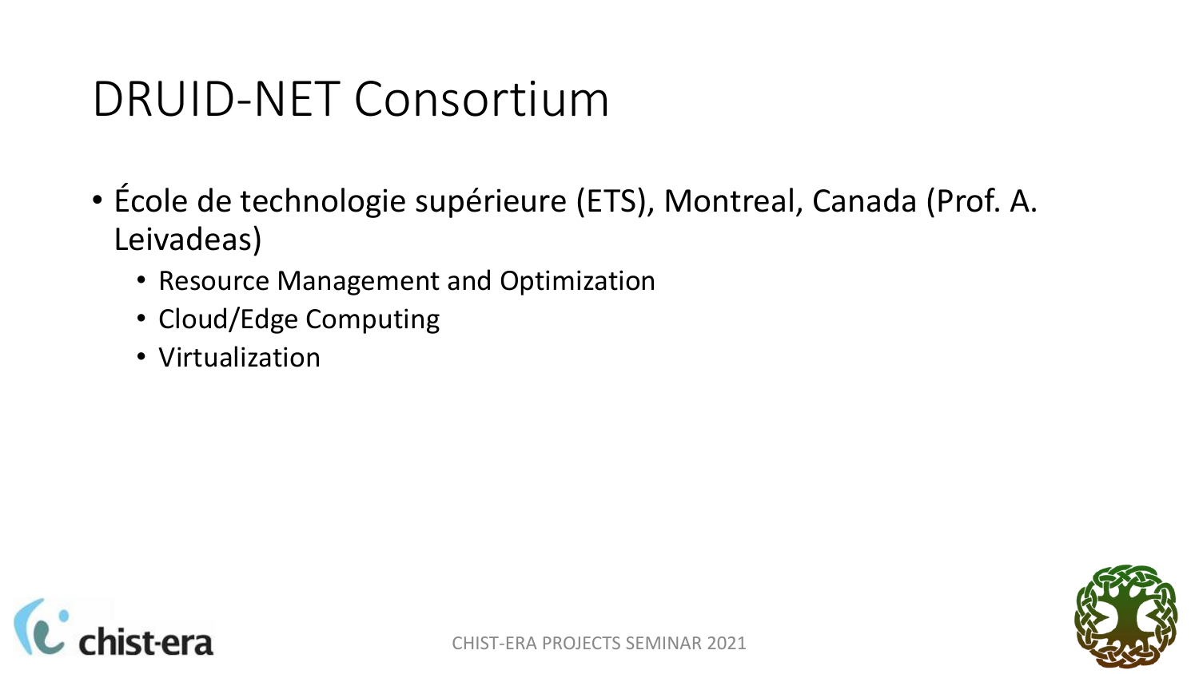# DRUID-NET Consortium

- École de technologie supérieure (ETS), Montreal, Canada (Prof. A. Leivadeas)
  - Resource Management and Optimization
  - Cloud/Edge Computing
  - Virtualization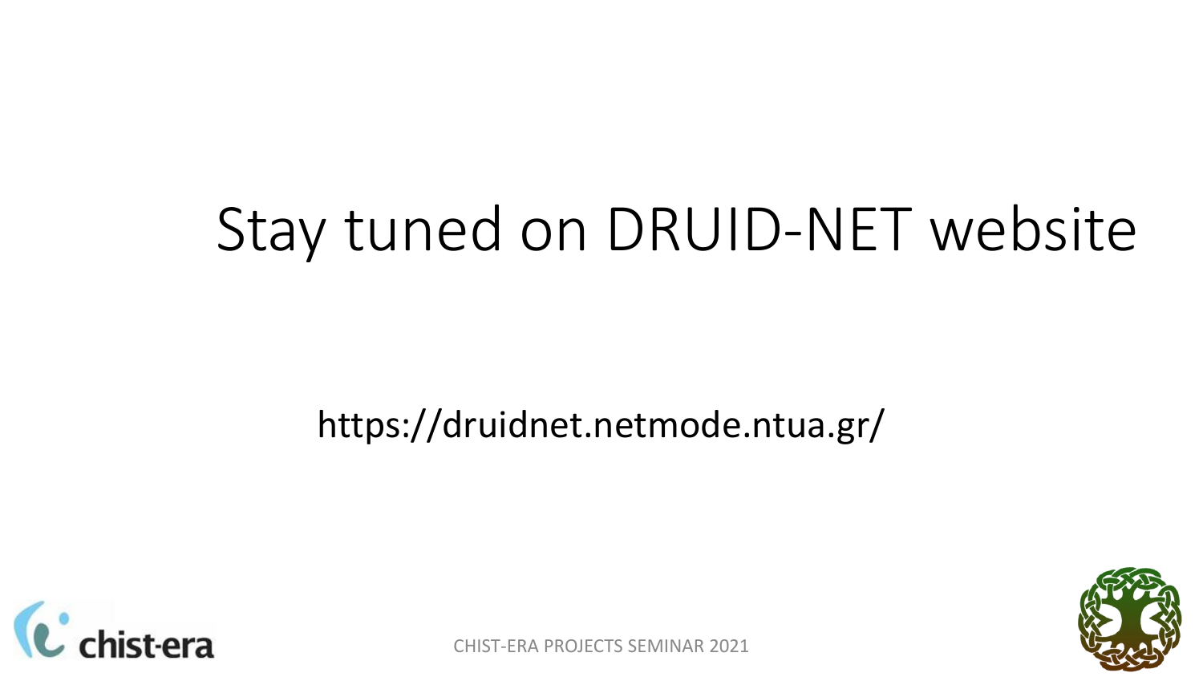# Stay tuned on DRUID-NET website

https://druidnet.netmode.ntua.gr/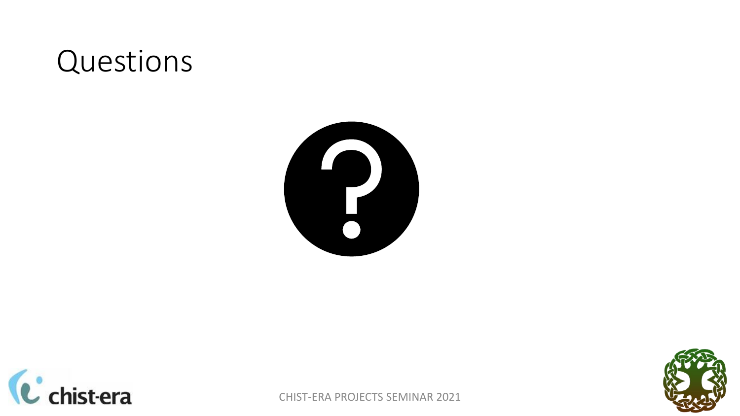# Questions